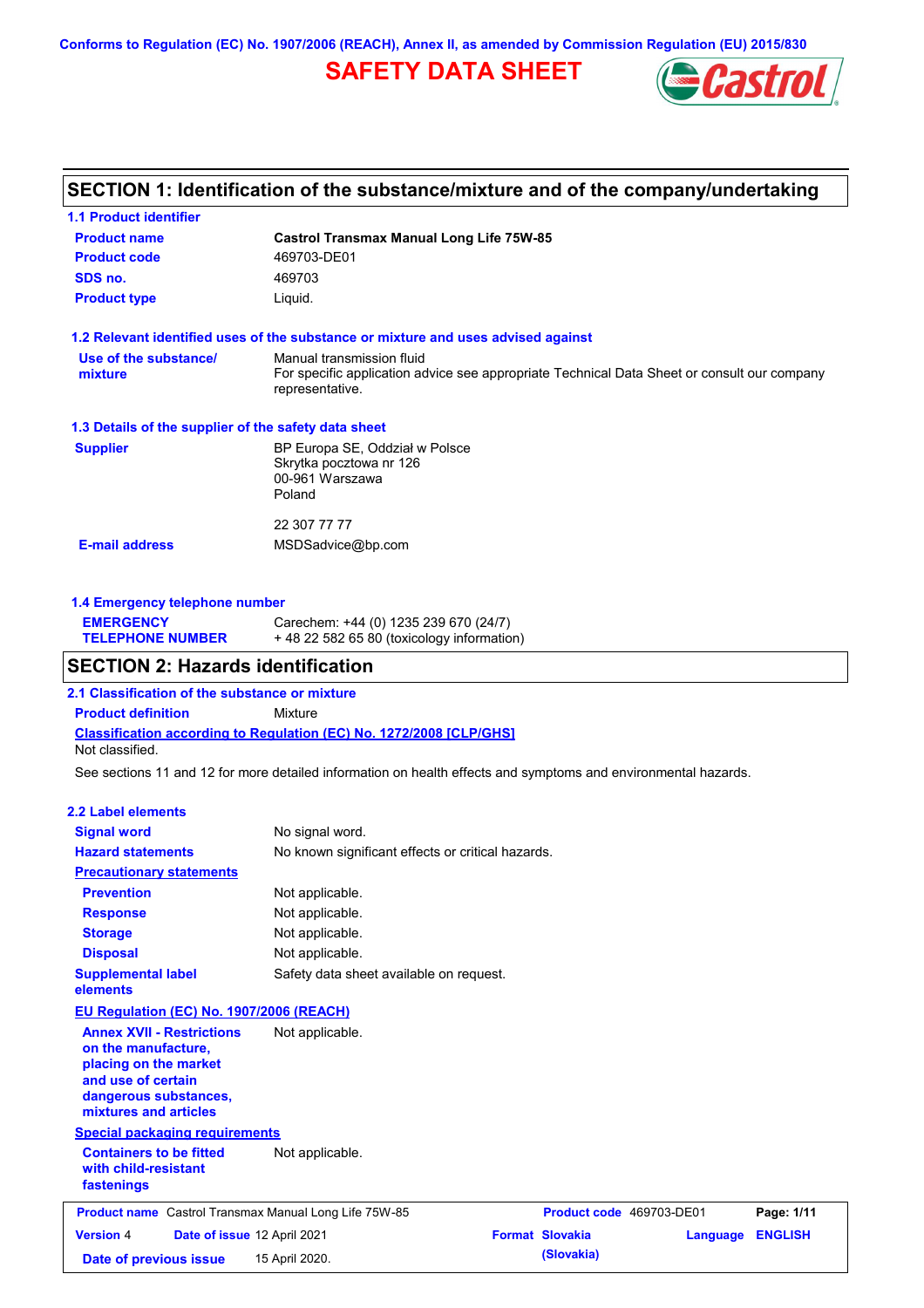Conforms to Regulation (EC) No. 1907/2006 (REACH), Annex II, as amended by Commission Regulation (EU) 2015/830

# SAFETY DATA SHEET

## SECTION 1: Identification of the substance/mixture and of the company/undertaking

### 1.1 Product identifier

| | |
|---|---|
| **Product name** | **Castrol Transmax Manual Long Life 75W-85** |
| **Product code** | 469703-DE01 |
| **SDS no.** | 469703 |
| **Product type** | Liquid. |

### 1.2 Relevant identified uses of the substance or mixture and uses advised against

**Use of the substance/ mixture**: Manual transmission fluid
For specific application advice see appropriate Technical Data Sheet or consult our company representative.

### 1.3 Details of the supplier of the safety data sheet

**Supplier**: BP Europa SE, Oddział w Polsce
Skrytka pocztowa nr 126
00-961 Warszawa
Poland

22 307 77 77

**E-mail address**: MSDSadvice@bp.com

### 1.4 Emergency telephone number

**EMERGENCY TELEPHONE NUMBER**: Carechem: +44 (0) 1235 239 670 (24/7)
+ 48 22 582 65 80 (toxicology information)

## SECTION 2: Hazards identification

### 2.1 Classification of the substance or mixture

**Product definition**: Mixture

**Classification according to Regulation (EC) No. 1272/2008 [CLP/GHS]**
Not classified.

See sections 11 and 12 for more detailed information on health effects and symptoms and environmental hazards.

### 2.2 Label elements

| | |
|---|---|
| **Signal word** | No signal word. |
| **Hazard statements** | No known significant effects or critical hazards. |

**Precautionary statements**

| | |
|---|---|
| **Prevention** | Not applicable. |
| **Response** | Not applicable. |
| **Storage** | Not applicable. |
| **Disposal** | Not applicable. |
| **Supplemental label elements** | Safety data sheet available on request. |

**EU Regulation (EC) No. 1907/2006 (REACH)**

**Annex XVII - Restrictions on the manufacture, placing on the market and use of certain dangerous substances, mixtures and articles**: Not applicable.

**Special packaging requirements**

**Containers to be fitted with child-resistant fastenings**: Not applicable.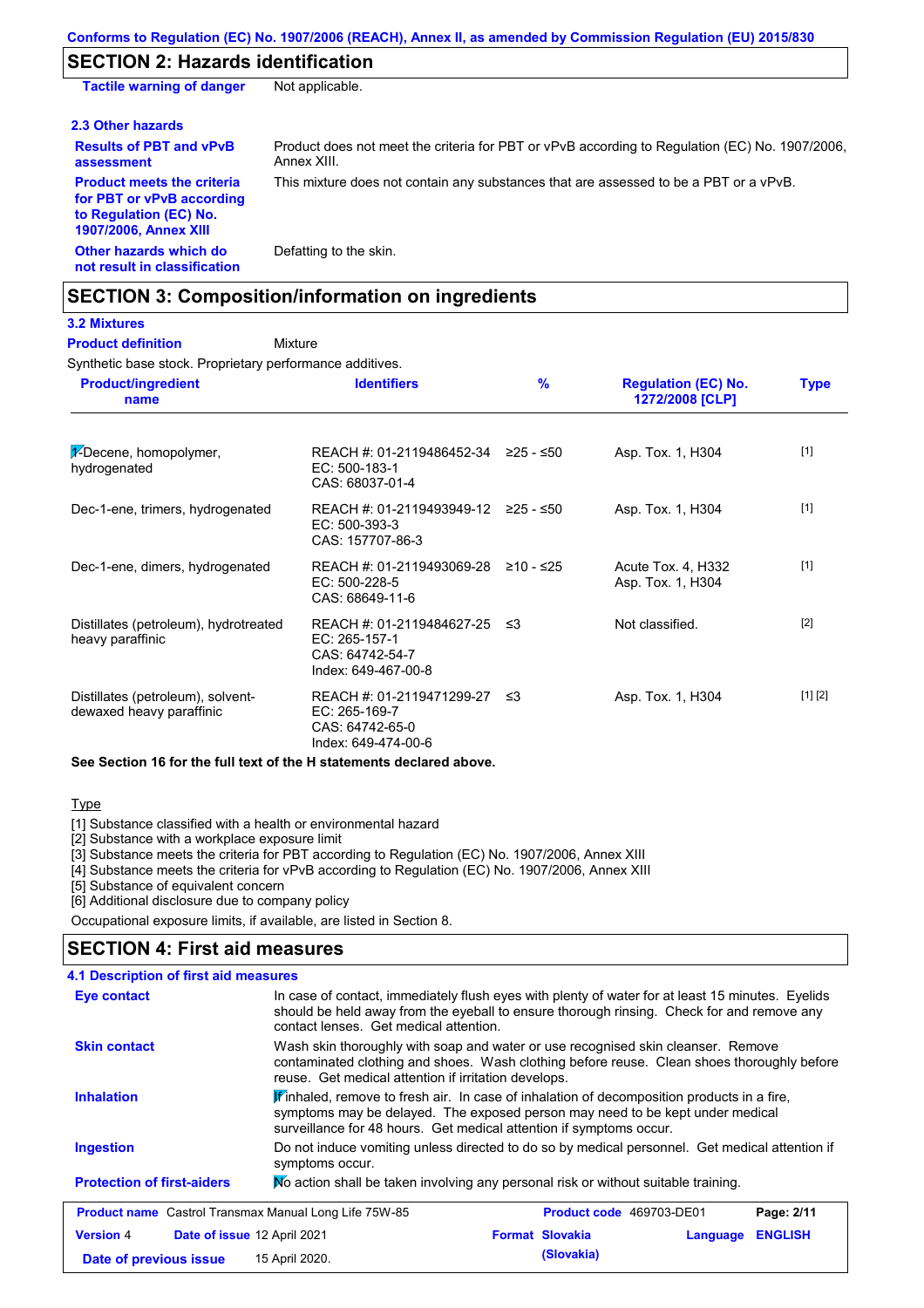Conforms to Regulation (EC) No. 1907/2006 (REACH), Annex II, as amended by Commission Regulation (EU) 2015/830

## SECTION 2: Hazards identification

**Tactile warning of danger** Not applicable.

### 2.3 Other hazards

**Results of PBT and vPvB assessment**: Product does not meet the criteria for PBT or vPvB according to Regulation (EC) No. 1907/2006, Annex XIII.

**Product meets the criteria for PBT or vPvB according to Regulation (EC) No. 1907/2006, Annex XIII**: This mixture does not contain any substances that are assessed to be a PBT or a vPvB.

**Other hazards which do not result in classification**: Defatting to the skin.

## SECTION 3: Composition/information on ingredients

### 3.2 Mixtures

**Product definition** Mixture

Synthetic base stock. Proprietary performance additives.

| Product/ingredient name | Identifiers | % | Regulation (EC) No. 1272/2008 [CLP] | Type |
|---|---|---|---|---|
| 1-Decene, homopolymer, hydrogenated | REACH #: 01-2119486452-34<br>EC: 500-183-1<br>CAS: 68037-01-4 | ≥25 - ≤50 | Asp. Tox. 1, H304 | [1] |
| Dec-1-ene, trimers, hydrogenated | REACH #: 01-2119493949-12<br>EC: 500-393-3<br>CAS: 157707-86-3 | ≥25 - ≤50 | Asp. Tox. 1, H304 | [1] |
| Dec-1-ene, dimers, hydrogenated | REACH #: 01-2119493069-28<br>EC: 500-228-5<br>CAS: 68649-11-6 | ≥10 - ≤25 | Acute Tox. 4, H332<br>Asp. Tox. 1, H304 | [1] |
| Distillates (petroleum), hydrotreated heavy paraffinic | REACH #: 01-2119484627-25<br>EC: 265-157-1<br>CAS: 64742-54-7<br>Index: 649-467-00-8 | ≤3 | Not classified. | [2] |
| Distillates (petroleum), solvent-dewaxed heavy paraffinic | REACH #: 01-2119471299-27<br>EC: 265-169-7<br>CAS: 64742-65-0<br>Index: 649-474-00-6 | ≤3 | Asp. Tox. 1, H304 | [1] [2] |

**See Section 16 for the full text of the H statements declared above.**

Type

[1] Substance classified with a health or environmental hazard
[2] Substance with a workplace exposure limit
[3] Substance meets the criteria for PBT according to Regulation (EC) No. 1907/2006, Annex XIII
[4] Substance meets the criteria for vPvB according to Regulation (EC) No. 1907/2006, Annex XIII
[5] Substance of equivalent concern
[6] Additional disclosure due to company policy

Occupational exposure limits, if available, are listed in Section 8.

## SECTION 4: First aid measures

### 4.1 Description of first aid measures

**Eye contact**: In case of contact, immediately flush eyes with plenty of water for at least 15 minutes. Eyelids should be held away from the eyeball to ensure thorough rinsing. Check for and remove any contact lenses. Get medical attention.

**Skin contact**: Wash skin thoroughly with soap and water or use recognised skin cleanser. Remove contaminated clothing and shoes. Wash clothing before reuse. Clean shoes thoroughly before reuse. Get medical attention if irritation develops.

**Inhalation**: If inhaled, remove to fresh air. In case of inhalation of decomposition products in a fire, symptoms may be delayed. The exposed person may need to be kept under medical surveillance for 48 hours. Get medical attention if symptoms occur.

**Ingestion**: Do not induce vomiting unless directed to do so by medical personnel. Get medical attention if symptoms occur.

**Protection of first-aiders**: No action shall be taken involving any personal risk or without suitable training.

| Product name | Castrol Transmax Manual Long Life 75W-85 | Product code | 469703-DE01 | Page: 2/11 |
|---|---|---|---|---|
| Version 4 | Date of issue 12 April 2021 | Format Slovakia (Slovakia) | Language ENGLISH | |
| Date of previous issue | 15 April 2020. | | | |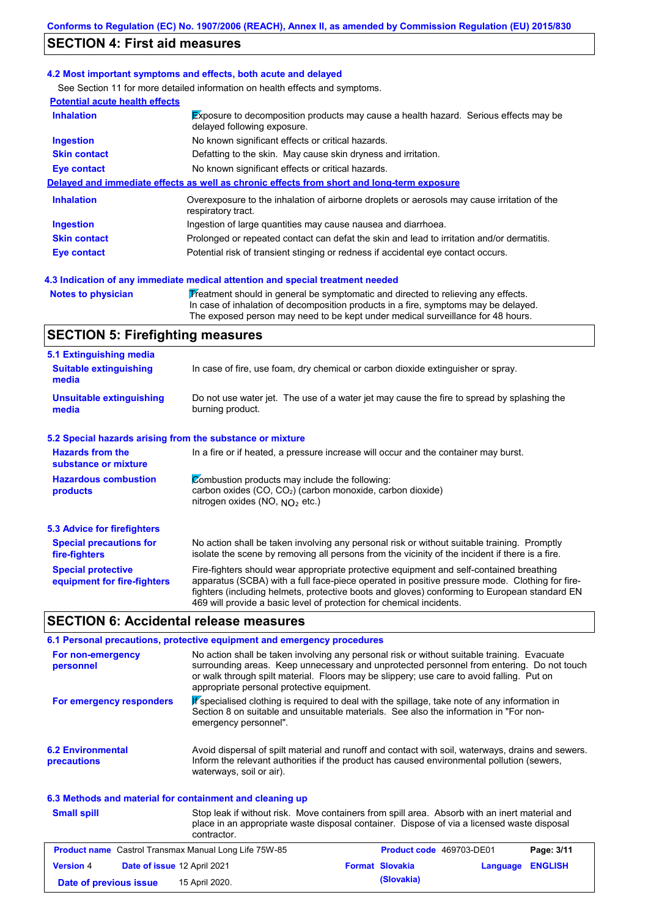## SECTION 4: First aid measures

### 4.2 Most important symptoms and effects, both acute and delayed

See Section 11 for more detailed information on health effects and symptoms.

**Potential acute health effects**

| | |
|---|---|
| **Inhalation** | Exposure to decomposition products may cause a health hazard. Serious effects may be delayed following exposure. |
| **Ingestion** | No known significant effects or critical hazards. |
| **Skin contact** | Defatting to the skin. May cause skin dryness and irritation. |
| **Eye contact** | No known significant effects or critical hazards. |

**Delayed and immediate effects as well as chronic effects from short and long-term exposure**

| | |
|---|---|
| **Inhalation** | Overexposure to the inhalation of airborne droplets or aerosols may cause irritation of the respiratory tract. |
| **Ingestion** | Ingestion of large quantities may cause nausea and diarrhoea. |
| **Skin contact** | Prolonged or repeated contact can defat the skin and lead to irritation and/or dermatitis. |
| **Eye contact** | Potential risk of transient stinging or redness if accidental eye contact occurs. |

### 4.3 Indication of any immediate medical attention and special treatment needed

| | |
|---|---|
| **Notes to physician** | Treatment should in general be symptomatic and directed to relieving any effects. In case of inhalation of decomposition products in a fire, symptoms may be delayed. The exposed person may need to be kept under medical surveillance for 48 hours. |

## SECTION 5: Firefighting measures

### 5.1 Extinguishing media

| | |
|---|---|
| **Suitable extinguishing media** | In case of fire, use foam, dry chemical or carbon dioxide extinguisher or spray. |
| **Unsuitable extinguishing media** | Do not use water jet. The use of a water jet may cause the fire to spread by splashing the burning product. |

### 5.2 Special hazards arising from the substance or mixture

| | |
|---|---|
| **Hazards from the substance or mixture** | In a fire or if heated, a pressure increase will occur and the container may burst. |
| **Hazardous combustion products** | Combustion products may include the following: carbon oxides (CO, $CO_2$) (carbon monoxide, carbon dioxide) nitrogen oxides (NO, $NO_2$ etc.) |

### 5.3 Advice for firefighters

| | |
|---|---|
| **Special precautions for fire-fighters** | No action shall be taken involving any personal risk or without suitable training. Promptly isolate the scene by removing all persons from the vicinity of the incident if there is a fire. |
| **Special protective equipment for fire-fighters** | Fire-fighters should wear appropriate protective equipment and self-contained breathing apparatus (SCBA) with a full face-piece operated in positive pressure mode. Clothing for fire-fighters (including helmets, protective boots and gloves) conforming to European standard EN 469 will provide a basic level of protection for chemical incidents. |

## SECTION 6: Accidental release measures

### 6.1 Personal precautions, protective equipment and emergency procedures

| | |
|---|---|
| **For non-emergency personnel** | No action shall be taken involving any personal risk or without suitable training. Evacuate surrounding areas. Keep unnecessary and unprotected personnel from entering. Do not touch or walk through spilt material. Floors may be slippery; use care to avoid falling. Put on appropriate personal protective equipment. |
| **For emergency responders** | If specialised clothing is required to deal with the spillage, take note of any information in Section 8 on suitable and unsuitable materials. See also the information in "For non-emergency personnel". |

| | |
|---|---|
| **6.2 Environmental precautions** | Avoid dispersal of spilt material and runoff and contact with soil, waterways, drains and sewers. Inform the relevant authorities if the product has caused environmental pollution (sewers, waterways, soil or air). |

### 6.3 Methods and material for containment and cleaning up

| | |
|---|---|
| **Small spill** | Stop leak if without risk. Move containers from spill area. Absorb with an inert material and place in an appropriate waste disposal container. Dispose of via a licensed waste disposal contractor. |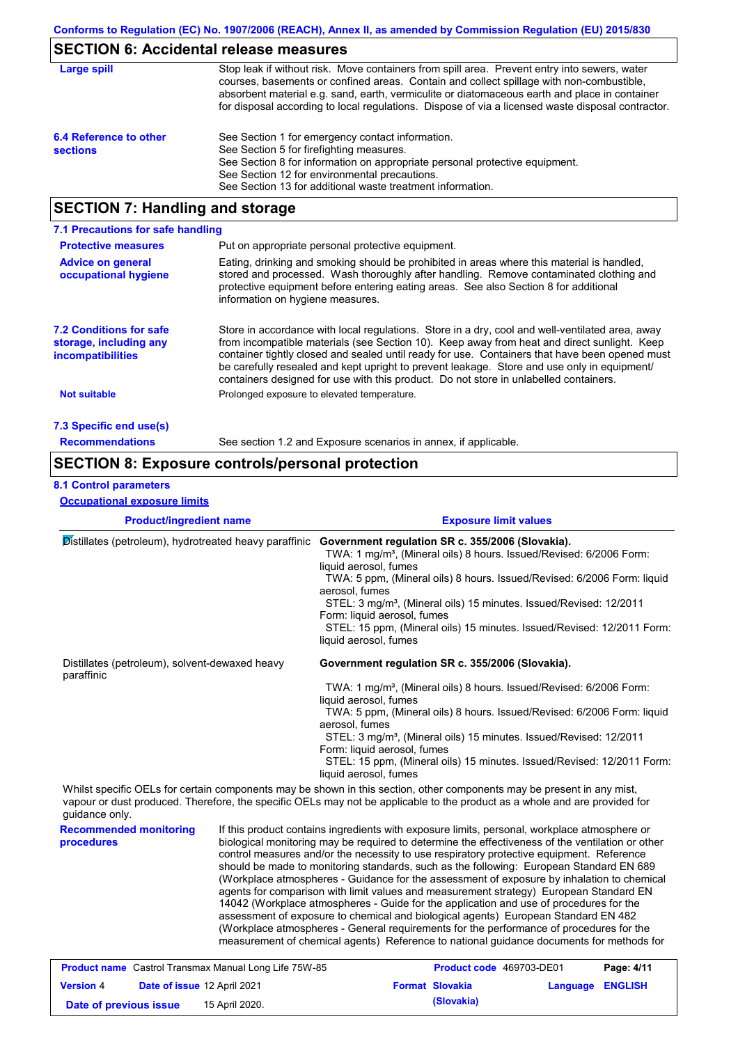## SECTION 6: Accidental release measures

**Large spill**

Stop leak if without risk. Move containers from spill area. Prevent entry into sewers, water courses, basements or confined areas. Contain and collect spillage with non-combustible, absorbent material e.g. sand, earth, vermiculite or diatomaceous earth and place in container for disposal according to local regulations. Dispose of via a licensed waste disposal contractor.

**6.4 Reference to other sections**

See Section 1 for emergency contact information.
See Section 5 for firefighting measures.
See Section 8 for information on appropriate personal protective equipment.
See Section 12 for environmental precautions.
See Section 13 for additional waste treatment information.

## SECTION 7: Handling and storage

### 7.1 Precautions for safe handling

**Protective measures**

Put on appropriate personal protective equipment.

**Advice on general occupational hygiene**

Eating, drinking and smoking should be prohibited in areas where this material is handled, stored and processed. Wash thoroughly after handling. Remove contaminated clothing and protective equipment before entering eating areas. See also Section 8 for additional information on hygiene measures.

**7.2 Conditions for safe storage, including any incompatibilities**

Store in accordance with local regulations. Store in a dry, cool and well-ventilated area, away from incompatible materials (see Section 10). Keep away from heat and direct sunlight. Keep container tightly closed and sealed until ready for use. Containers that have been opened must be carefully resealed and kept upright to prevent leakage. Store and use only in equipment/containers designed for use with this product. Do not store in unlabelled containers.

**Not suitable**

Prolonged exposure to elevated temperature.

### 7.3 Specific end use(s)

**Recommendations**

See section 1.2 and Exposure scenarios in annex, if applicable.

## SECTION 8: Exposure controls/personal protection

### 8.1 Control parameters

**Occupational exposure limits**

| Product/ingredient name | Exposure limit values |
|---|---|
| Distillates (petroleum), hydrotreated heavy paraffinic | **Government regulation SR c. 355/2006 (Slovakia).**<br>TWA: 1 mg/m³, (Mineral oils) 8 hours. Issued/Revised: 6/2006 Form: liquid aerosol, fumes<br>TWA: 5 ppm, (Mineral oils) 8 hours. Issued/Revised: 6/2006 Form: liquid aerosol, fumes<br>STEL: 3 mg/m³, (Mineral oils) 15 minutes. Issued/Revised: 12/2011 Form: liquid aerosol, fumes<br>STEL: 15 ppm, (Mineral oils) 15 minutes. Issued/Revised: 12/2011 Form: liquid aerosol, fumes |
| Distillates (petroleum), solvent-dewaxed heavy paraffinic | **Government regulation SR c. 355/2006 (Slovakia).**<br>TWA: 1 mg/m³, (Mineral oils) 8 hours. Issued/Revised: 6/2006 Form: liquid aerosol, fumes<br>TWA: 5 ppm, (Mineral oils) 8 hours. Issued/Revised: 6/2006 Form: liquid aerosol, fumes<br>STEL: 3 mg/m³, (Mineral oils) 15 minutes. Issued/Revised: 12/2011 Form: liquid aerosol, fumes<br>STEL: 15 ppm, (Mineral oils) 15 minutes. Issued/Revised: 12/2011 Form: liquid aerosol, fumes |

Whilst specific OELs for certain components may be shown in this section, other components may be present in any mist, vapour or dust produced. Therefore, the specific OELs may not be applicable to the product as a whole and are provided for guidance only.

**Recommended monitoring procedures**

If this product contains ingredients with exposure limits, personal, workplace atmosphere or biological monitoring may be required to determine the effectiveness of the ventilation or other control measures and/or the necessity to use respiratory protective equipment. Reference should be made to monitoring standards, such as the following: European Standard EN 689 (Workplace atmospheres - Guidance for the assessment of exposure by inhalation to chemical agents for comparison with limit values and measurement strategy) European Standard EN 14042 (Workplace atmospheres - Guide for the application and use of procedures for the assessment of exposure to chemical and biological agents) European Standard EN 482 (Workplace atmospheres - General requirements for the performance of procedures for the measurement of chemical agents) Reference to national guidance documents for methods for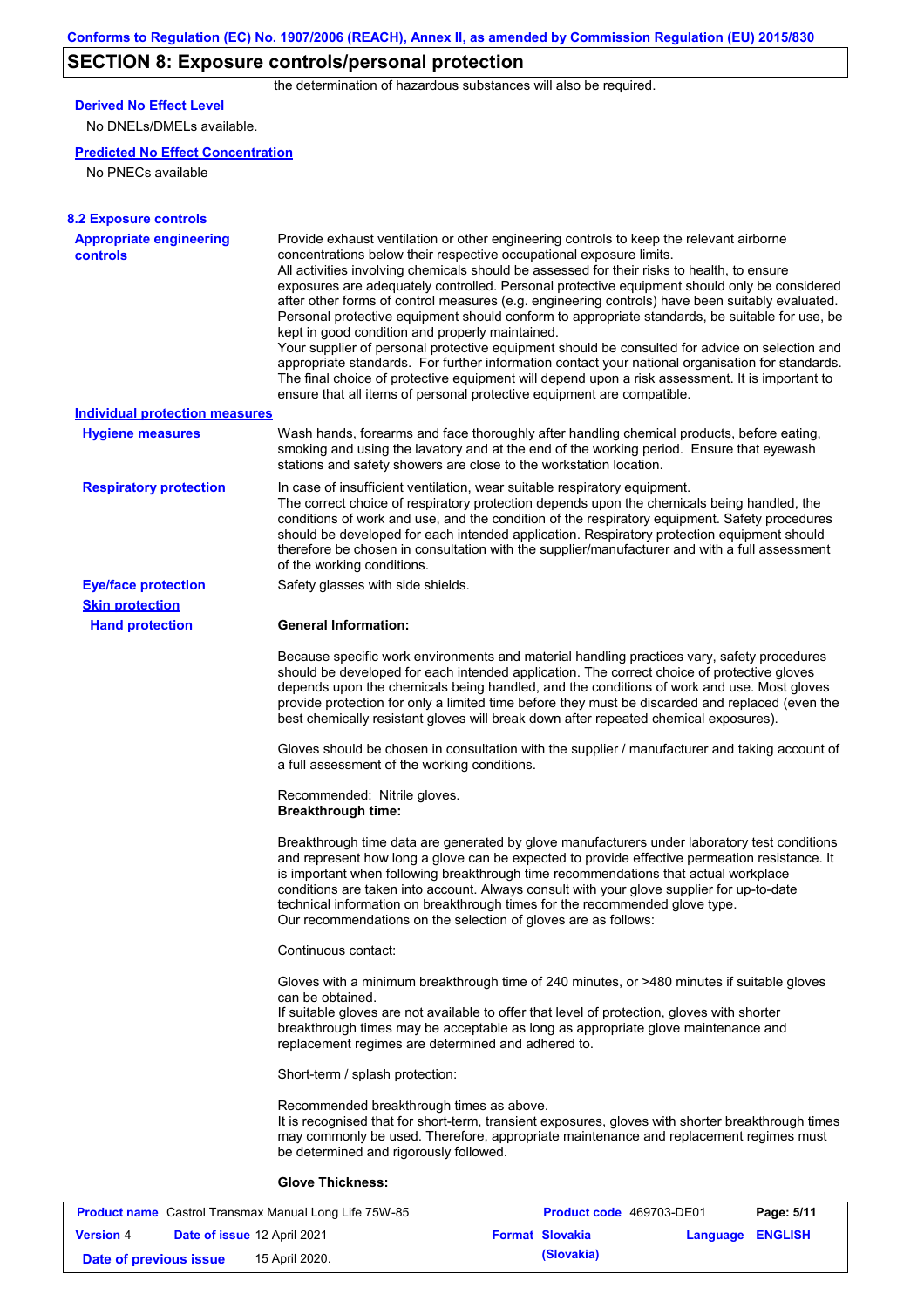## SECTION 8: Exposure controls/personal protection

the determination of hazardous substances will also be required.

**Derived No Effect Level**

No DNELs/DMELs available.

**Predicted No Effect Concentration**

No PNECs available

### 8.2 Exposure controls

**Appropriate engineering controls**

Provide exhaust ventilation or other engineering controls to keep the relevant airborne concentrations below their respective occupational exposure limits.
All activities involving chemicals should be assessed for their risks to health, to ensure exposures are adequately controlled. Personal protective equipment should only be considered after other forms of control measures (e.g. engineering controls) have been suitably evaluated. Personal protective equipment should conform to appropriate standards, be suitable for use, be kept in good condition and properly maintained.
Your supplier of personal protective equipment should be consulted for advice on selection and appropriate standards. For further information contact your national organisation for standards. The final choice of protective equipment will depend upon a risk assessment. It is important to ensure that all items of personal protective equipment are compatible.

**Individual protection measures**

**Hygiene measures**

Wash hands, forearms and face thoroughly after handling chemical products, before eating, smoking and using the lavatory and at the end of the working period. Ensure that eyewash stations and safety showers are close to the workstation location.

**Respiratory protection**

In case of insufficient ventilation, wear suitable respiratory equipment.
The correct choice of respiratory protection depends upon the chemicals being handled, the conditions of work and use, and the condition of the respiratory equipment. Safety procedures should be developed for each intended application. Respiratory protection equipment should therefore be chosen in consultation with the supplier/manufacturer and with a full assessment of the working conditions.

**Eye/face protection**

Safety glasses with side shields.

**Skin protection**

**Hand protection**

**General Information:**

Because specific work environments and material handling practices vary, safety procedures should be developed for each intended application. The correct choice of protective gloves depends upon the chemicals being handled, and the conditions of work and use. Most gloves provide protection for only a limited time before they must be discarded and replaced (even the best chemically resistant gloves will break down after repeated chemical exposures).

Gloves should be chosen in consultation with the supplier / manufacturer and taking account of a full assessment of the working conditions.

Recommended: Nitrile gloves.
**Breakthrough time:**

Breakthrough time data are generated by glove manufacturers under laboratory test conditions and represent how long a glove can be expected to provide effective permeation resistance. It is important when following breakthrough time recommendations that actual workplace conditions are taken into account. Always consult with your glove supplier for up-to-date technical information on breakthrough times for the recommended glove type.
Our recommendations on the selection of gloves are as follows:

Continuous contact:

Gloves with a minimum breakthrough time of 240 minutes, or >480 minutes if suitable gloves can be obtained.
If suitable gloves are not available to offer that level of protection, gloves with shorter breakthrough times may be acceptable as long as appropriate glove maintenance and replacement regimes are determined and adhered to.

Short-term / splash protection:

Recommended breakthrough times as above.
It is recognised that for short-term, transient exposures, gloves with shorter breakthrough times may commonly be used. Therefore, appropriate maintenance and replacement regimes must be determined and rigorously followed.

**Glove Thickness:**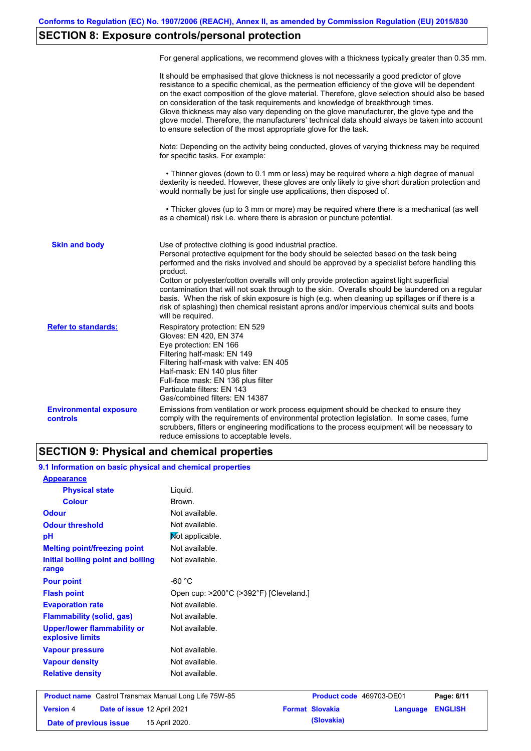## SECTION 8: Exposure controls/personal protection

For general applications, we recommend gloves with a thickness typically greater than 0.35 mm.

It should be emphasised that glove thickness is not necessarily a good predictor of glove resistance to a specific chemical, as the permeation efficiency of the glove will be dependent on the exact composition of the glove material. Therefore, glove selection should also be based on consideration of the task requirements and knowledge of breakthrough times.
Glove thickness may also vary depending on the glove manufacturer, the glove type and the glove model. Therefore, the manufacturers' technical data should always be taken into account to ensure selection of the most appropriate glove for the task.

Note: Depending on the activity being conducted, gloves of varying thickness may be required for specific tasks. For example:

- Thinner gloves (down to 0.1 mm or less) may be required where a high degree of manual dexterity is needed. However, these gloves are only likely to give short duration protection and would normally be just for single use applications, then disposed of.

- Thicker gloves (up to 3 mm or more) may be required where there is a mechanical (as well as a chemical) risk i.e. where there is abrasion or puncture potential.

**Skin and body**

Use of protective clothing is good industrial practice.
Personal protective equipment for the body should be selected based on the task being performed and the risks involved and should be approved by a specialist before handling this product.
Cotton or polyester/cotton overalls will only provide protection against light superficial contamination that will not soak through to the skin. Overalls should be laundered on a regular basis. When the risk of skin exposure is high (e.g. when cleaning up spillages or if there is a risk of splashing) then chemical resistant aprons and/or impervious chemical suits and boots will be required.

**Refer to standards:**

Respiratory protection: EN 529
Gloves: EN 420, EN 374
Eye protection: EN 166
Filtering half-mask: EN 149
Filtering half-mask with valve: EN 405
Half-mask: EN 140 plus filter
Full-face mask: EN 136 plus filter
Particulate filters: EN 143
Gas/combined filters: EN 14387

**Environmental exposure controls**

Emissions from ventilation or work process equipment should be checked to ensure they comply with the requirements of environmental protection legislation. In some cases, fume scrubbers, filters or engineering modifications to the process equipment will be necessary to reduce emissions to acceptable levels.

## SECTION 9: Physical and chemical properties

### 9.1 Information on basic physical and chemical properties

| Property | Value |
|---|---|
| **Appearance** | |
| Physical state | Liquid. |
| Colour | Brown. |
| Odour | Not available. |
| Odour threshold | Not available. |
| pH | Not applicable. |
| Melting point/freezing point | Not available. |
| Initial boiling point and boiling range | Not available. |
| Pour point | -60 °C |
| Flash point | Open cup: >200°C (>392°F) [Cleveland.] |
| Evaporation rate | Not available. |
| Flammability (solid, gas) | Not available. |
| Upper/lower flammability or explosive limits | Not available. |
| Vapour pressure | Not available. |
| Vapour density | Not available. |
| Relative density | Not available. |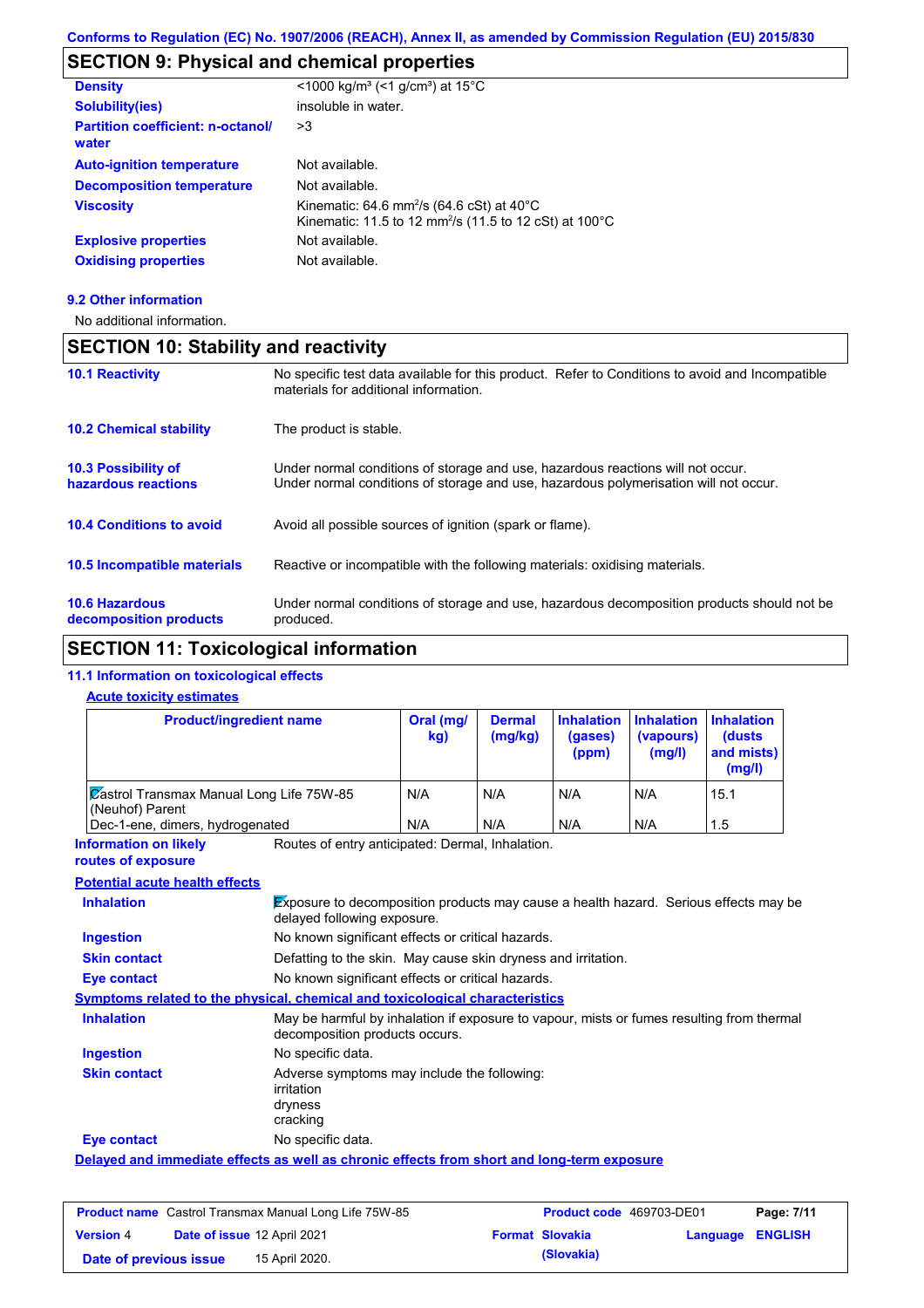Conforms to Regulation (EC) No. 1907/2006 (REACH), Annex II, as amended by Commission Regulation (EU) 2015/830

## SECTION 9: Physical and chemical properties

| | |
|---|---|
| **Density** | <1000 kg/m³ (<1 g/cm³) at 15°C |
| **Solubility(ies)** | insoluble in water. |
| **Partition coefficient: n-octanol/ water** | >3 |
| **Auto-ignition temperature** | Not available. |
| **Decomposition temperature** | Not available. |
| **Viscosity** | Kinematic: 64.6 $mm^2/s$ (64.6 cSt) at 40°C<br>Kinematic: 11.5 to 12 $mm^2/s$ (11.5 to 12 cSt) at 100°C |
| **Explosive properties** | Not available. |
| **Oxidising properties** | Not available. |

### 9.2 Other information

No additional information.

## SECTION 10: Stability and reactivity

| | |
|---|---|
| **10.1 Reactivity** | No specific test data available for this product. Refer to Conditions to avoid and Incompatible materials for additional information. |
| **10.2 Chemical stability** | The product is stable. |
| **10.3 Possibility of hazardous reactions** | Under normal conditions of storage and use, hazardous reactions will not occur.<br>Under normal conditions of storage and use, hazardous polymerisation will not occur. |
| **10.4 Conditions to avoid** | Avoid all possible sources of ignition (spark or flame). |
| **10.5 Incompatible materials** | Reactive or incompatible with the following materials: oxidising materials. |
| **10.6 Hazardous decomposition products** | Under normal conditions of storage and use, hazardous decomposition products should not be produced. |

## SECTION 11: Toxicological information

### 11.1 Information on toxicological effects

**Acute toxicity estimates**

| Product/ingredient name | Oral (mg/kg) | Dermal (mg/kg) | Inhalation (gases) (ppm) | Inhalation (vapours) (mg/l) | Inhalation (dusts and mists) (mg/l) |
|---|---|---|---|---|---|
| Castrol Transmax Manual Long Life 75W-85 (Neuhof) Parent | N/A | N/A | N/A | N/A | 15.1 |
| Dec-1-ene, dimers, hydrogenated | N/A | N/A | N/A | N/A | 1.5 |

**Information on likely routes of exposure**: Routes of entry anticipated: Dermal, Inhalation.

**Potential acute health effects**

| | |
|---|---|
| **Inhalation** | Exposure to decomposition products may cause a health hazard. Serious effects may be delayed following exposure. |
| **Ingestion** | No known significant effects or critical hazards. |
| **Skin contact** | Defatting to the skin. May cause skin dryness and irritation. |
| **Eye contact** | No known significant effects or critical hazards. |

**Symptoms related to the physical, chemical and toxicological characteristics**

| | |
|---|---|
| **Inhalation** | May be harmful by inhalation if exposure to vapour, mists or fumes resulting from thermal decomposition products occurs. |
| **Ingestion** | No specific data. |
| **Skin contact** | Adverse symptoms may include the following:<br>irritation<br>dryness<br>cracking |
| **Eye contact** | No specific data. |

**Delayed and immediate effects as well as chronic effects from short and long-term exposure**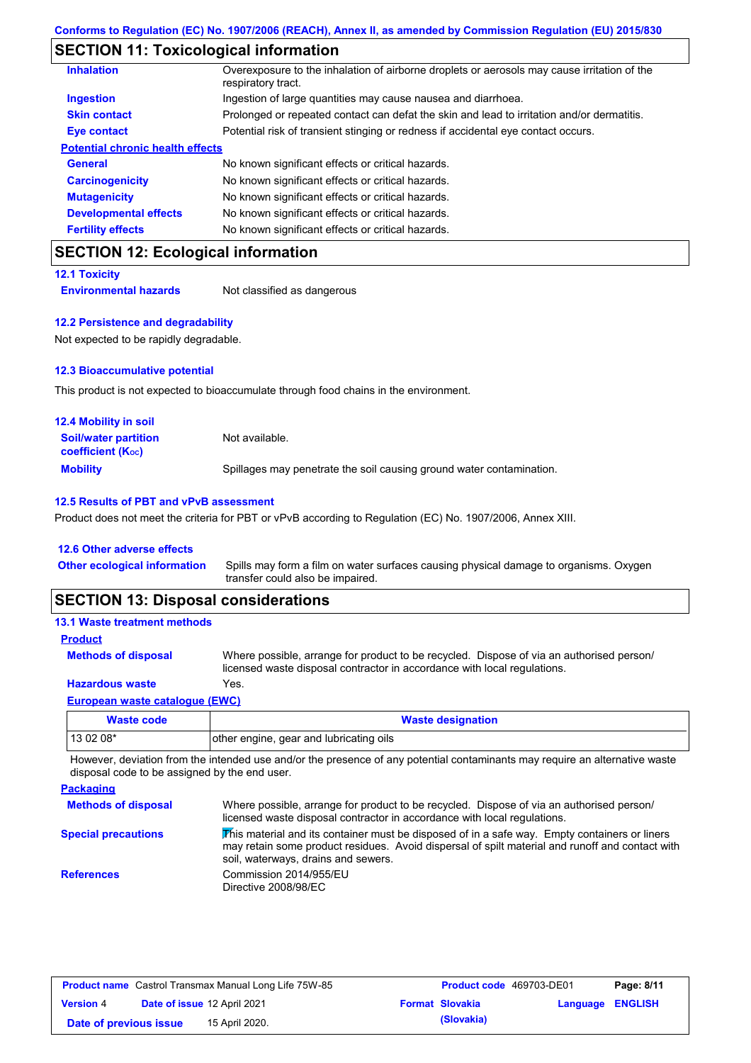## SECTION 11: Toxicological information

| | |
|---|---|
| **Inhalation** | Overexposure to the inhalation of airborne droplets or aerosols may cause irritation of the respiratory tract. |
| **Ingestion** | Ingestion of large quantities may cause nausea and diarrhoea. |
| **Skin contact** | Prolonged or repeated contact can defat the skin and lead to irritation and/or dermatitis. |
| **Eye contact** | Potential risk of transient stinging or redness if accidental eye contact occurs. |

**Potential chronic health effects**

| | |
|---|---|
| **General** | No known significant effects or critical hazards. |
| **Carcinogenicity** | No known significant effects or critical hazards. |
| **Mutagenicity** | No known significant effects or critical hazards. |
| **Developmental effects** | No known significant effects or critical hazards. |
| **Fertility effects** | No known significant effects or critical hazards. |

## SECTION 12: Ecological information

### 12.1 Toxicity

**Environmental hazards** Not classified as dangerous

### 12.2 Persistence and degradability

Not expected to be rapidly degradable.

### 12.3 Bioaccumulative potential

This product is not expected to bioaccumulate through food chains in the environment.

### 12.4 Mobility in soil

| | |
|---|---|
| **Soil/water partition coefficient ($K_{OC}$)** | Not available. |
| **Mobility** | Spillages may penetrate the soil causing ground water contamination. |

### 12.5 Results of PBT and vPvB assessment

Product does not meet the criteria for PBT or vPvB according to Regulation (EC) No. 1907/2006, Annex XIII.

### 12.6 Other adverse effects

**Other ecological information** Spills may form a film on water surfaces causing physical damage to organisms. Oxygen transfer could also be impaired.

## SECTION 13: Disposal considerations

### 13.1 Waste treatment methods

**Product**

| | |
|---|---|
| **Methods of disposal** | Where possible, arrange for product to be recycled. Dispose of via an authorised person/ licensed waste disposal contractor in accordance with local regulations. |
| **Hazardous waste** | Yes. |

**European waste catalogue (EWC)**

| Waste code | Waste designation |
|---|---|
| 13 02 08* | other engine, gear and lubricating oils |

However, deviation from the intended use and/or the presence of any potential contaminants may require an alternative waste disposal code to be assigned by the end user.

**Packaging**

| | |
|---|---|
| **Methods of disposal** | Where possible, arrange for product to be recycled. Dispose of via an authorised person/ licensed waste disposal contractor in accordance with local regulations. |
| **Special precautions** | This material and its container must be disposed of in a safe way. Empty containers or liners may retain some product residues. Avoid dispersal of spilt material and runoff and contact with soil, waterways, drains and sewers. |
| **References** | Commission 2014/955/EU<br>Directive 2008/98/EC |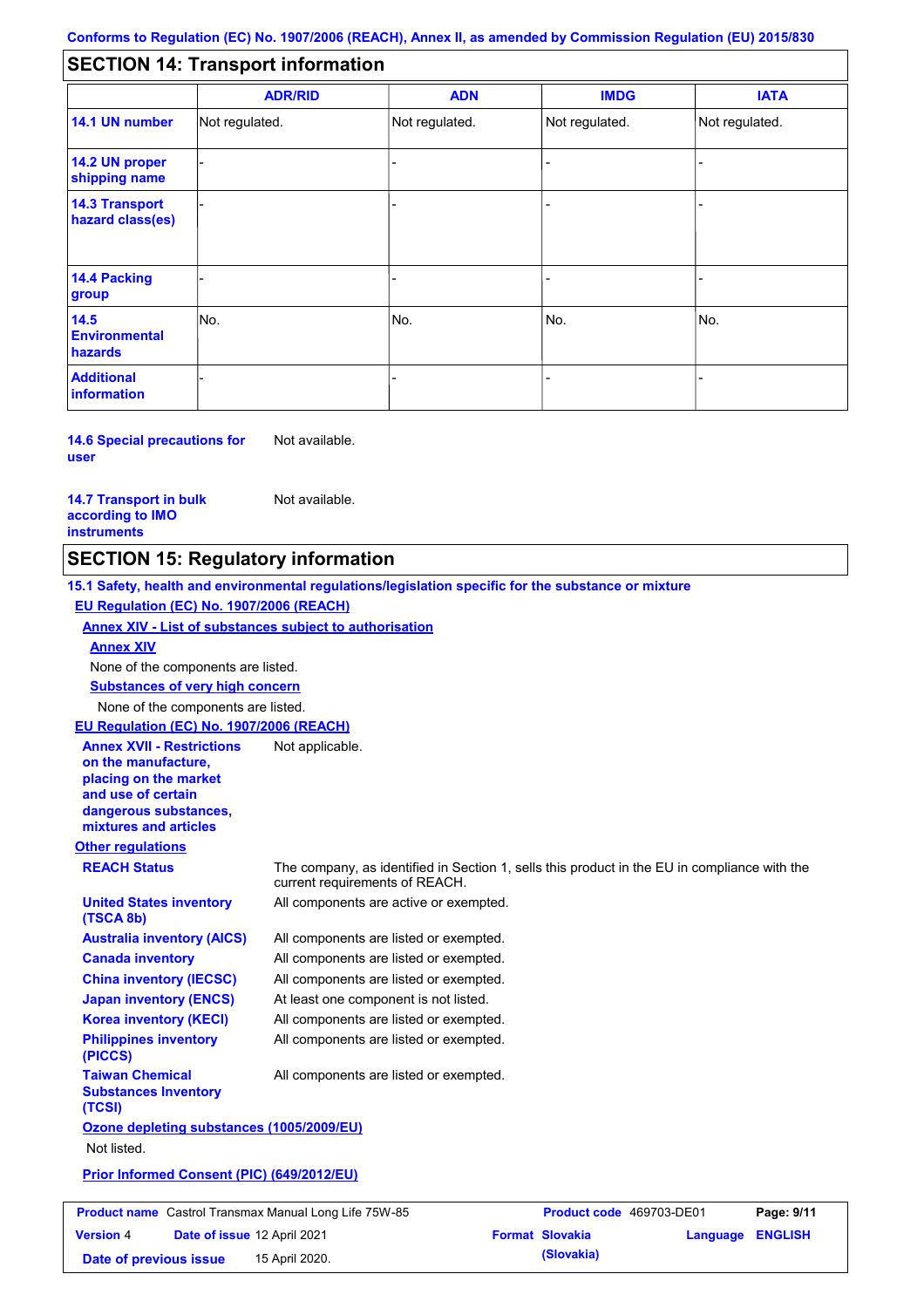Conforms to Regulation (EC) No. 1907/2006 (REACH), Annex II, as amended by Commission Regulation (EU) 2015/830

## SECTION 14: Transport information

| | ADR/RID | ADN | IMDG | IATA |
|---|---|---|---|---|
| **14.1 UN number** | Not regulated. | Not regulated. | Not regulated. | Not regulated. |
| **14.2 UN proper shipping name** | - | - | - | - |
| **14.3 Transport hazard class(es)** | - | - | - | - |
| **14.4 Packing group** | - | - | - | - |
| **14.5 Environmental hazards** | No. | No. | No. | No. |
| **Additional information** | - | - | - | - |

**14.6 Special precautions for user**: Not available.

**14.7 Transport in bulk according to IMO instruments**: Not available.

## SECTION 15: Regulatory information

**15.1 Safety, health and environmental regulations/legislation specific for the substance or mixture**

**EU Regulation (EC) No. 1907/2006 (REACH)**

**Annex XIV - List of substances subject to authorisation**

**Annex XIV**

None of the components are listed.

**Substances of very high concern**

None of the components are listed.

**EU Regulation (EC) No. 1907/2006 (REACH)**

**Annex XVII - Restrictions on the manufacture, placing on the market and use of certain dangerous substances, mixtures and articles**: Not applicable.

**Other regulations**

**REACH Status**: The company, as identified in Section 1, sells this product in the EU in compliance with the current requirements of REACH.

**United States inventory (TSCA 8b)**: All components are active or exempted.

**Australia inventory (AICS)**: All components are listed or exempted.

**Canada inventory**: All components are listed or exempted.

**China inventory (IECSC)**: All components are listed or exempted.

**Japan inventory (ENCS)**: At least one component is not listed.

**Korea inventory (KECI)**: All components are listed or exempted.

**Philippines inventory (PICCS)**: All components are listed or exempted.

**Taiwan Chemical Substances Inventory (TCSI)**: All components are listed or exempted.

**Ozone depleting substances (1005/2009/EU)**

Not listed.

**Prior Informed Consent (PIC) (649/2012/EU)**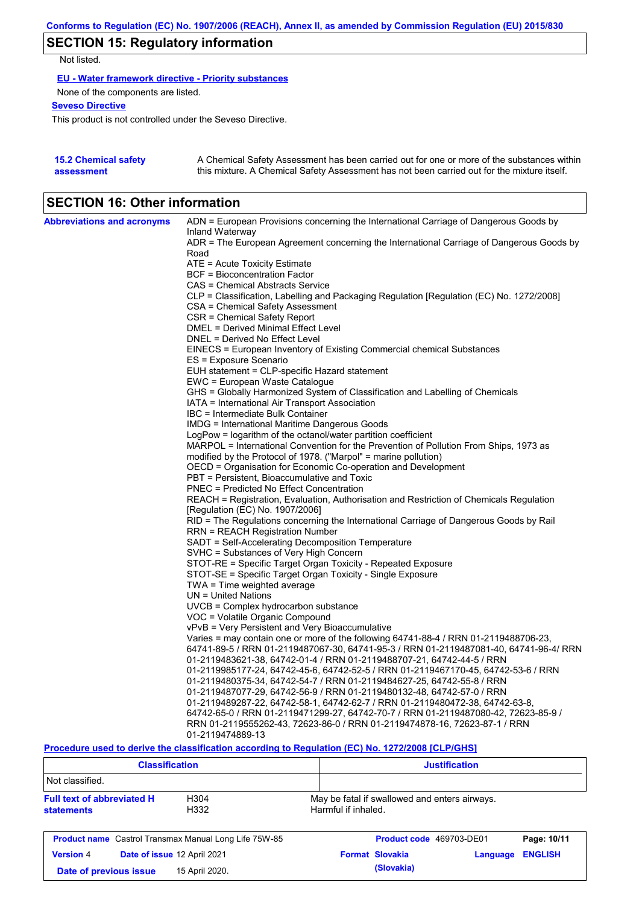## SECTION 15: Regulatory information

Not listed.

**EU - Water framework directive - Priority substances**

None of the components are listed.

**Seveso Directive**

This product is not controlled under the Seveso Directive.

**15.2 Chemical safety assessment**

A Chemical Safety Assessment has been carried out for one or more of the substances within this mixture. A Chemical Safety Assessment has not been carried out for the mixture itself.

## SECTION 16: Other information

**Abbreviations and acronyms**

ADN = European Provisions concerning the International Carriage of Dangerous Goods by Inland Waterway
ADR = The European Agreement concerning the International Carriage of Dangerous Goods by Road
ATE = Acute Toxicity Estimate
BCF = Bioconcentration Factor
CAS = Chemical Abstracts Service
CLP = Classification, Labelling and Packaging Regulation [Regulation (EC) No. 1272/2008]
CSA = Chemical Safety Assessment
CSR = Chemical Safety Report
DMEL = Derived Minimal Effect Level
DNEL = Derived No Effect Level
EINECS = European Inventory of Existing Commercial chemical Substances
ES = Exposure Scenario
EUH statement = CLP-specific Hazard statement
EWC = European Waste Catalogue
GHS = Globally Harmonized System of Classification and Labelling of Chemicals
IATA = International Air Transport Association
IBC = Intermediate Bulk Container
IMDG = International Maritime Dangerous Goods
LogPow = logarithm of the octanol/water partition coefficient
MARPOL = International Convention for the Prevention of Pollution From Ships, 1973 as modified by the Protocol of 1978. ("Marpol" = marine pollution)
OECD = Organisation for Economic Co-operation and Development
PBT = Persistent, Bioaccumulative and Toxic
PNEC = Predicted No Effect Concentration
REACH = Registration, Evaluation, Authorisation and Restriction of Chemicals Regulation [Regulation (EC) No. 1907/2006]
RID = The Regulations concerning the International Carriage of Dangerous Goods by Rail
RRN = REACH Registration Number
SADT = Self-Accelerating Decomposition Temperature
SVHC = Substances of Very High Concern
STOT-RE = Specific Target Organ Toxicity - Repeated Exposure
STOT-SE = Specific Target Organ Toxicity - Single Exposure
TWA = Time weighted average
UN = United Nations
UVCB = Complex hydrocarbon substance
VOC = Volatile Organic Compound
vPvB = Very Persistent and Very Bioaccumulative
Varies = may contain one or more of the following 64741-88-4 / RRN 01-2119488706-23, 64741-89-5 / RRN 01-2119487067-30, 64741-95-3 / RRN 01-2119487081-40, 64741-96-4/ RRN 01-2119483621-38, 64742-01-4 / RRN 01-2119488707-21, 64742-44-5 / RRN 01-2119985177-24, 64742-45-6, 64742-52-5 / RRN 01-2119467170-45, 64742-53-6 / RRN 01-2119480375-34, 64742-54-7 / RRN 01-2119484627-25, 64742-55-8 / RRN 01-2119487077-29, 64742-56-9 / RRN 01-2119480132-48, 64742-57-0 / RRN 01-2119489287-22, 64742-58-1, 64742-62-7 / RRN 01-2119480472-38, 64742-63-8, 64742-65-0 / RRN 01-2119471299-27, 64742-70-7 / RRN 01-2119487080-42, 72623-85-9 / RRN 01-2119555262-43, 72623-86-0 / RRN 01-2119474878-16, 72623-87-1 / RRN 01-2119474889-13

**Procedure used to derive the classification according to Regulation (EC) No. 1272/2008 [CLP/GHS]**

| Classification | Justification |
|---|---|
| Not classified. | |

**Full text of abbreviated H statements**

| | |
|---|---|
| H304 | May be fatal if swallowed and enters airways. |
| H332 | Harmful if inhaled. |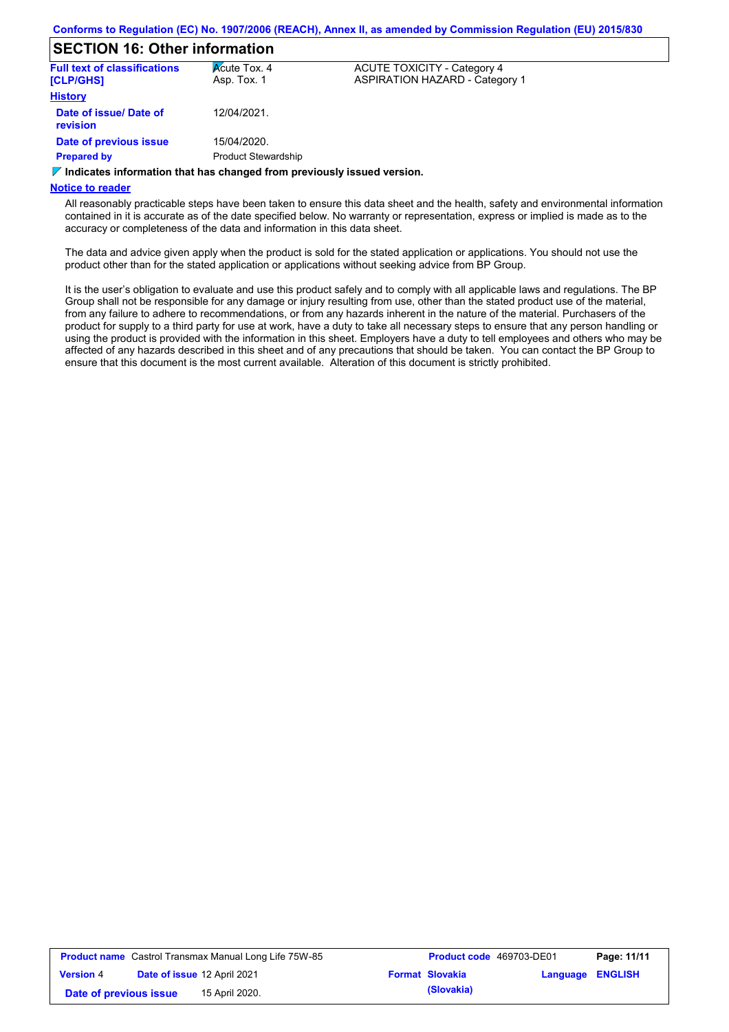Conforms to Regulation (EC) No. 1907/2006 (REACH), Annex II, as amended by Commission Regulation (EU) 2015/830

## SECTION 16: Other information

| | | |
|---|---|---|
| **Full text of classifications [CLP/GHS]** | Acute Tox. 4 | ACUTE TOXICITY - Category 4 |
| | Asp. Tox. 1 | ASPIRATION HAZARD - Category 1 |

**History**

| | |
|---|---|
| **Date of issue/ Date of revision** | 12/04/2021. |
| **Date of previous issue** | 15/04/2020. |
| **Prepared by** | Product Stewardship |

**Indicates information that has changed from previously issued version.**

**Notice to reader**

All reasonably practicable steps have been taken to ensure this data sheet and the health, safety and environmental information contained in it is accurate as of the date specified below. No warranty or representation, express or implied is made as to the accuracy or completeness of the data and information in this data sheet.

The data and advice given apply when the product is sold for the stated application or applications. You should not use the product other than for the stated application or applications without seeking advice from BP Group.

It is the user's obligation to evaluate and use this product safely and to comply with all applicable laws and regulations. The BP Group shall not be responsible for any damage or injury resulting from use, other than the stated product use of the material, from any failure to adhere to recommendations, or from any hazards inherent in the nature of the material. Purchasers of the product for supply to a third party for use at work, have a duty to take all necessary steps to ensure that any person handling or using the product is provided with the information in this sheet. Employers have a duty to tell employees and others who may be affected of any hazards described in this sheet and of any precautions that should be taken. You can contact the BP Group to ensure that this document is the most current available. Alteration of this document is strictly prohibited.

| | | | |
|---|---|---|---|
| **Product name** Castrol Transmax Manual Long Life 75W-85 | | **Product code** 469703-DE01 | |
| **Version** 4 | **Date of issue** 12 April 2021 | **Format Slovakia (Slovakia)** | **Language ENGLISH** |
| **Date of previous issue** | 15 April 2020. | | |